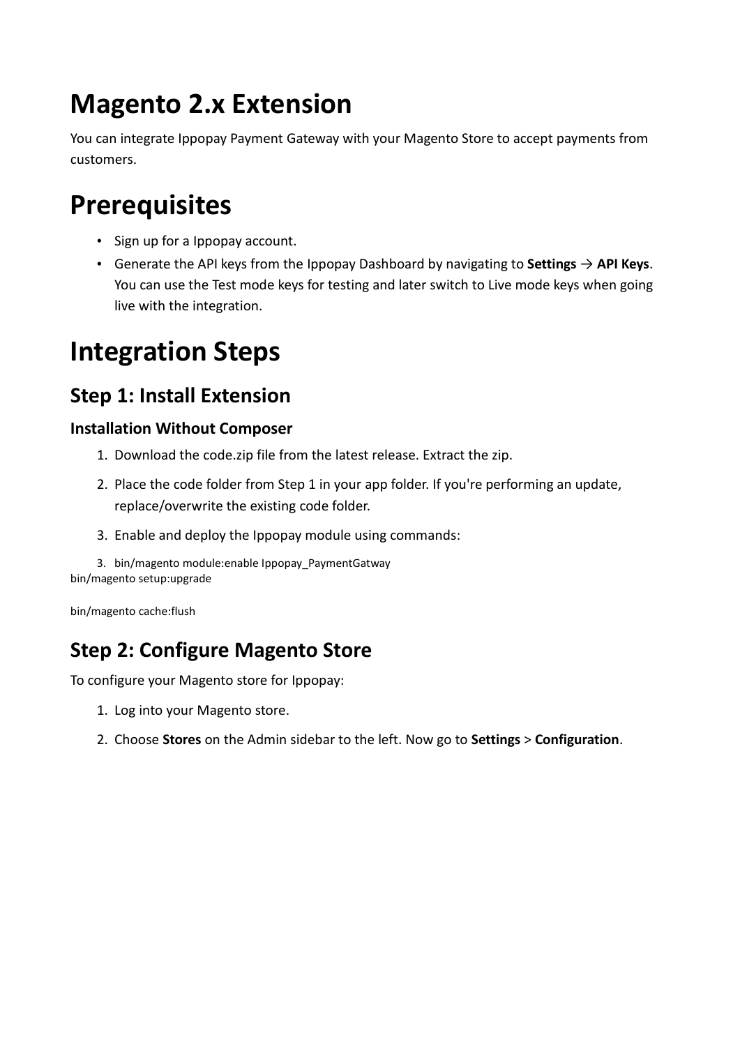# Magento 2.x Extension

You can integrate Ippopay Payment Gateway with your Magento Store to accept payments from customers.

# Prerequisites

- Sign up for a Ippopay account.
- Generate the API keys from the Ippopay Dashboard by navigating to **Settings** → **API Keys**. You can use the Test mode keys for testing and later switch to Live mode keys when going live with the integration.

# Integration Steps

## Step 1: Install Extension

### Installation Without Composer

1. Download the code.zip file from the latest release. Extract the zip.
2. Place the code folder from Step 1 in your app folder. If you're performing an update, replace/overwrite the existing code folder.
3. Enable and deploy the Ippopay module using commands:

```
3. bin/magento module:enable Ippopay_PaymentGatway
bin/magento setup:upgrade

bin/magento cache:flush
```

## Step 2: Configure Magento Store

To configure your Magento store for Ippopay:

1. Log into your Magento store.
2. Choose **Stores** on the Admin sidebar to the left. Now go to **Settings** > **Configuration**.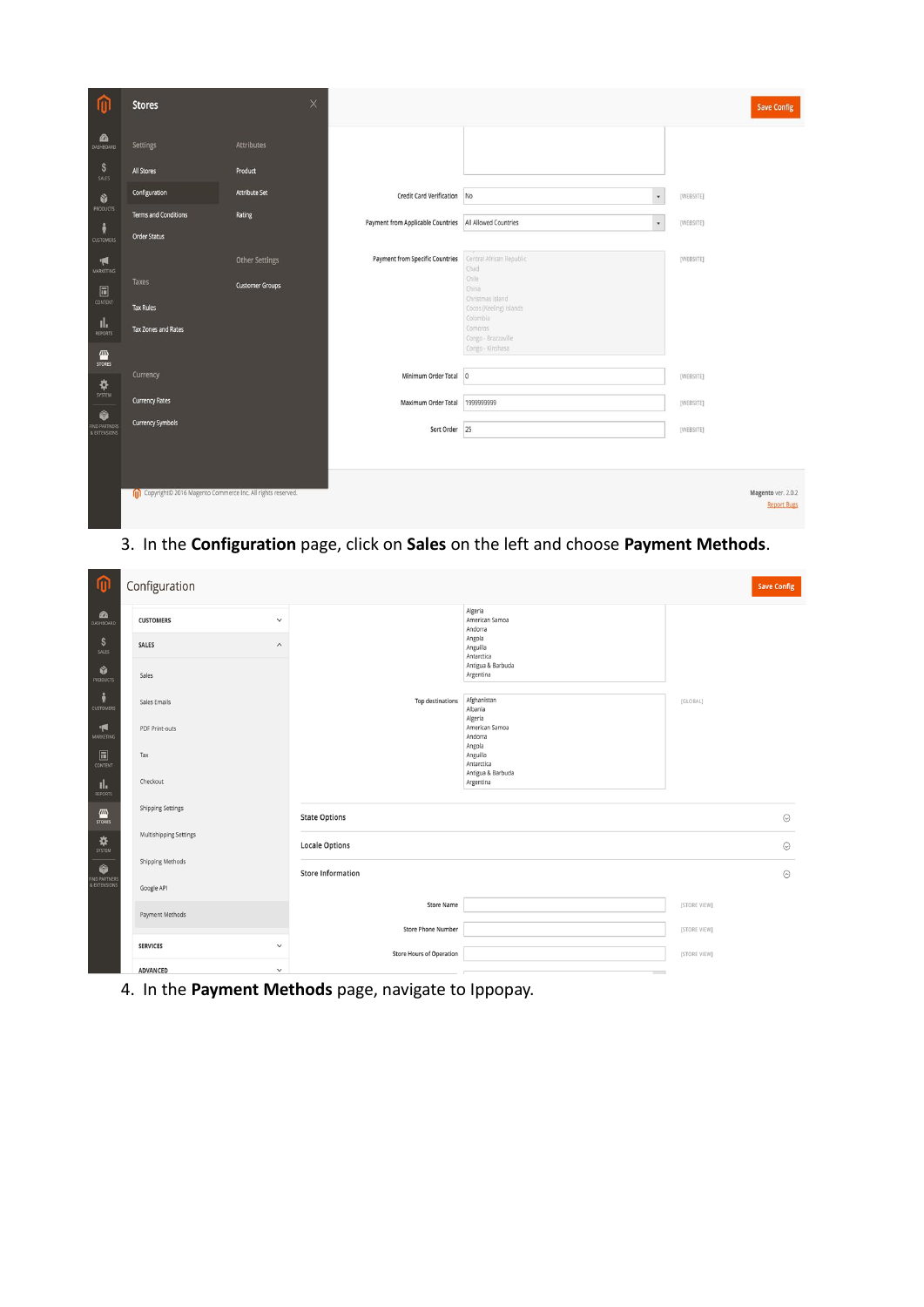3. In the **Configuration** page, click on **Sales** on the left and choose **Payment Methods**.

4. In the **Payment Methods** page, navigate to Ippopay.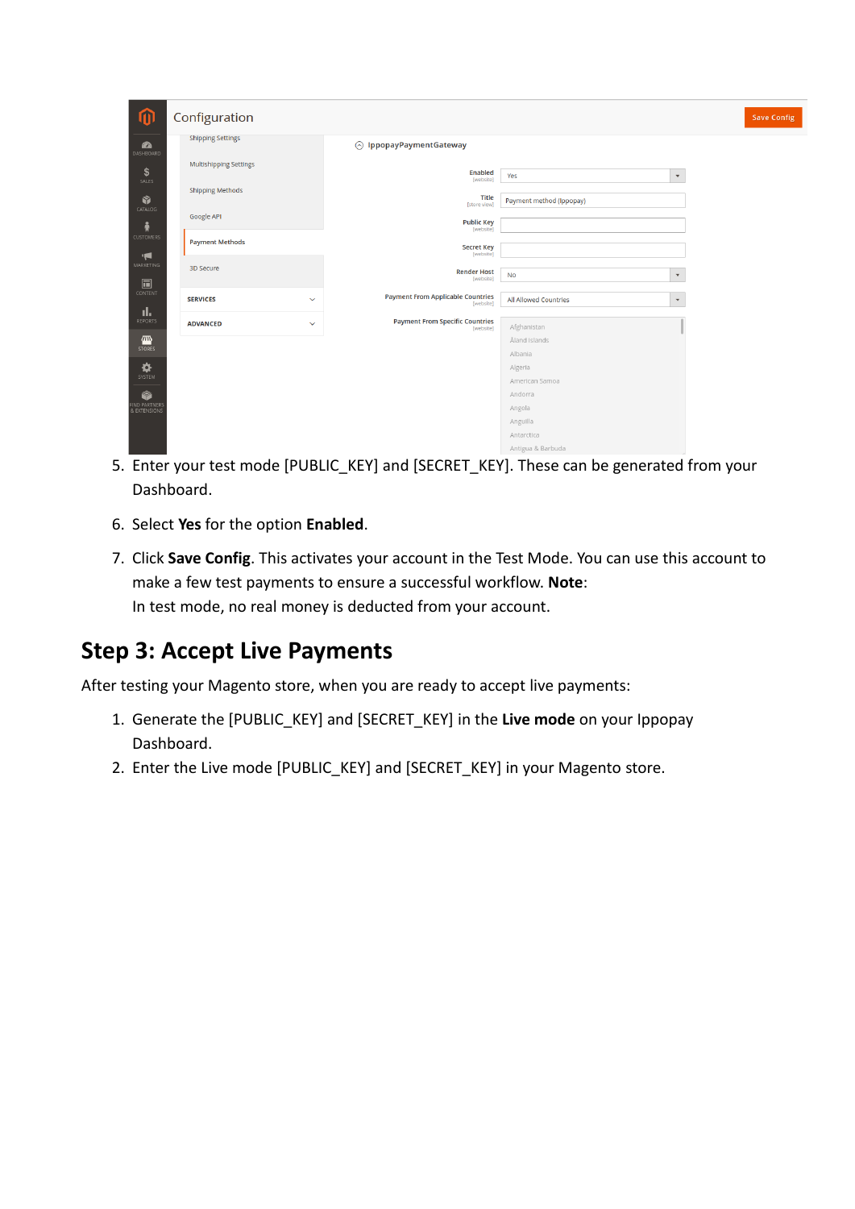5. Enter your test mode [PUBLIC_KEY] and [SECRET_KEY]. These can be generated from your Dashboard.
6. Select **Yes** for the option **Enabled**.
7. Click **Save Config**. This activates your account in the Test Mode. You can use this account to make a few test payments to ensure a successful workflow. **Note**:
   In test mode, no real money is deducted from your account.

## Step 3: Accept Live Payments

After testing your Magento store, when you are ready to accept live payments:

1. Generate the [PUBLIC_KEY] and [SECRET_KEY] in the **Live mode** on your Ippopay Dashboard.
2. Enter the Live mode [PUBLIC_KEY] and [SECRET_KEY] in your Magento store.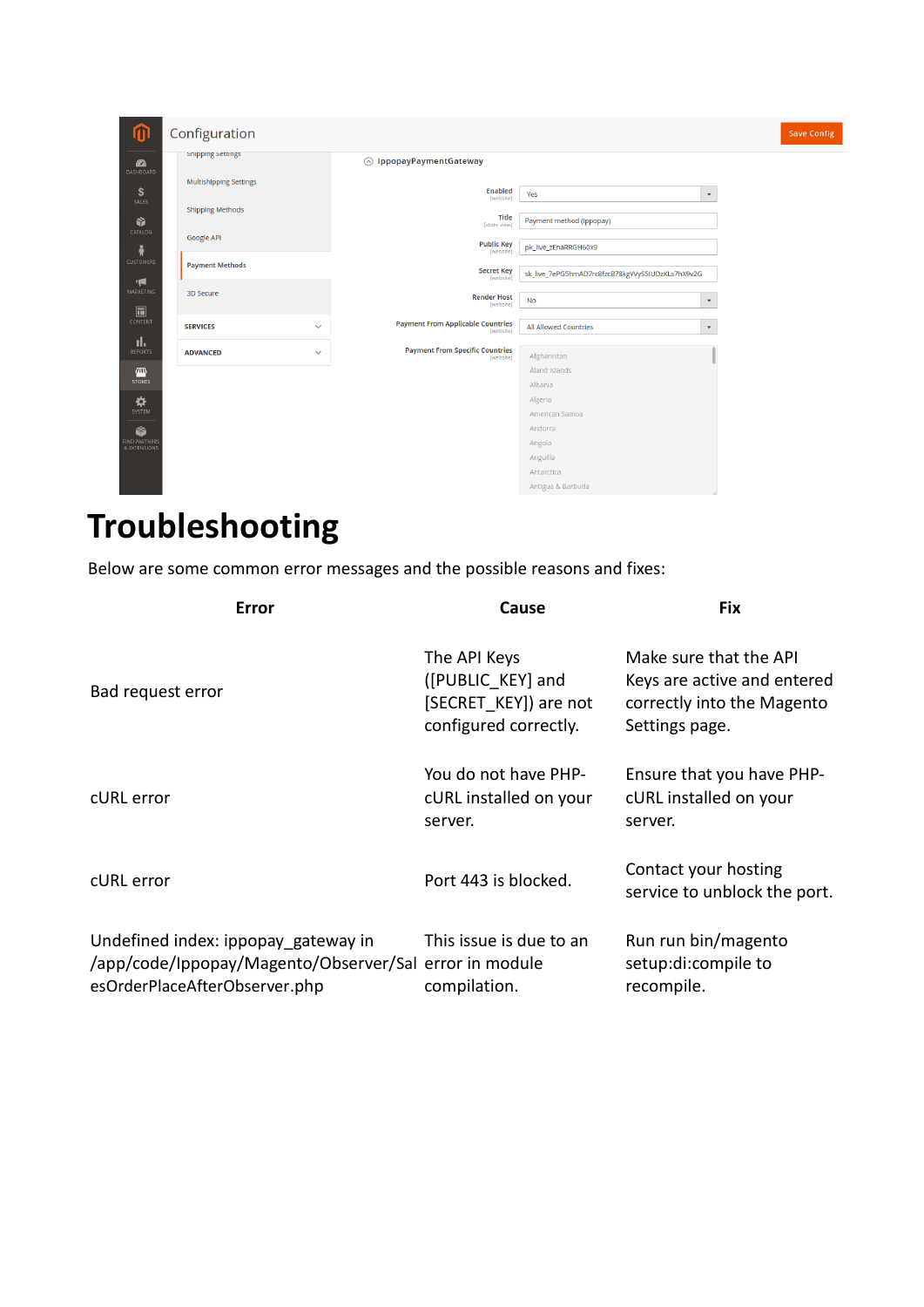# Troubleshooting

Below are some common error messages and the possible reasons and fixes:

| Error | Cause | Fix |
|---|---|---|
| Bad request error | The API Keys ([PUBLIC_KEY] and [SECRET_KEY]) are not configured correctly. | Make sure that the API Keys are active and entered correctly into the Magento Settings page. |
| cURL error | You do not have PHP-cURL installed on your server. | Ensure that you have PHP-cURL installed on your server. |
| cURL error | Port 443 is blocked. | Contact your hosting service to unblock the port. |
| Undefined index: ippopay_gateway in /app/code/Ippopay/Magento/Observer/SalesOrderPlaceAfterObserver.php | This issue is due to an error in module compilation. | Run run bin/magento setup:di:compile to recompile. |